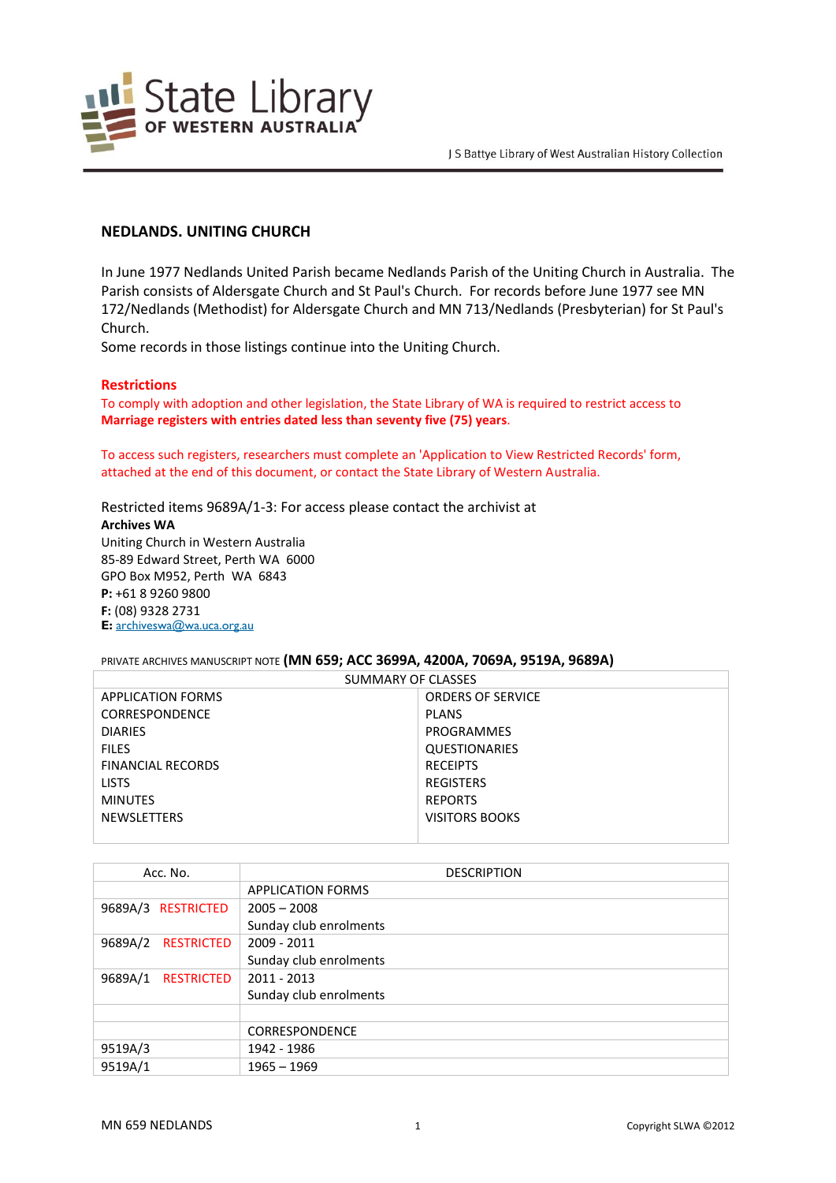State Library OF WESTERN AUSTRALIA

J S Battye Library of West Australian History Collection

## NEDLANDS. UNITING CHURCH

In June 1977 Nedlands United Parish became Nedlands Parish of the Uniting Church in Australia. The Parish consists of Aldersgate Church and St Paul's Church. For records before June 1977 see MN 172/Nedlands (Methodist) for Aldersgate Church and MN 713/Nedlands (Presbyterian) for St Paul's Church.
Some records in those listings continue into the Uniting Church.

### Restrictions

To comply with adoption and other legislation, the State Library of WA is required to restrict access to **Marriage registers with entries dated less than seventy five (75) years**.

To access such registers, researchers must complete an 'Application to View Restricted Records' form, attached at the end of this document, or contact the State Library of Western Australia.

Restricted items 9689A/1-3: For access please contact the archivist at
**Archives WA**
Uniting Church in Western Australia
85-89 Edward Street, Perth WA 6000
GPO Box M952, Perth WA 6843
**P:** +61 8 9260 9800
**F:** (08) 9328 2731
**E:** archiveswa@wa.uca.org.au

PRIVATE ARCHIVES MANUSCRIPT NOTE **(MN 659; ACC 3699A, 4200A, 7069A, 9519A, 9689A)**

| SUMMARY OF CLASSES | |
|---|---|
| APPLICATION FORMS | ORDERS OF SERVICE |
| CORRESPONDENCE | PLANS |
| DIARIES | PROGRAMMES |
| FILES | QUESTIONARIES |
| FINANCIAL RECORDS | RECEIPTS |
| LISTS | REGISTERS |
| MINUTES | REPORTS |
| NEWSLETTERS | VISITORS BOOKS |

| Acc. No. | DESCRIPTION |
|---|---|
| | APPLICATION FORMS |
| 9689A/3 RESTRICTED | 2005 – 2008<br>Sunday club enrolments |
| 9689A/2 RESTRICTED | 2009 - 2011<br>Sunday club enrolments |
| 9689A/1 RESTRICTED | 2011 - 2013<br>Sunday club enrolments |
| | |
| | CORRESPONDENCE |
| 9519A/3 | 1942 - 1986 |
| 9519A/1 | 1965 – 1969 |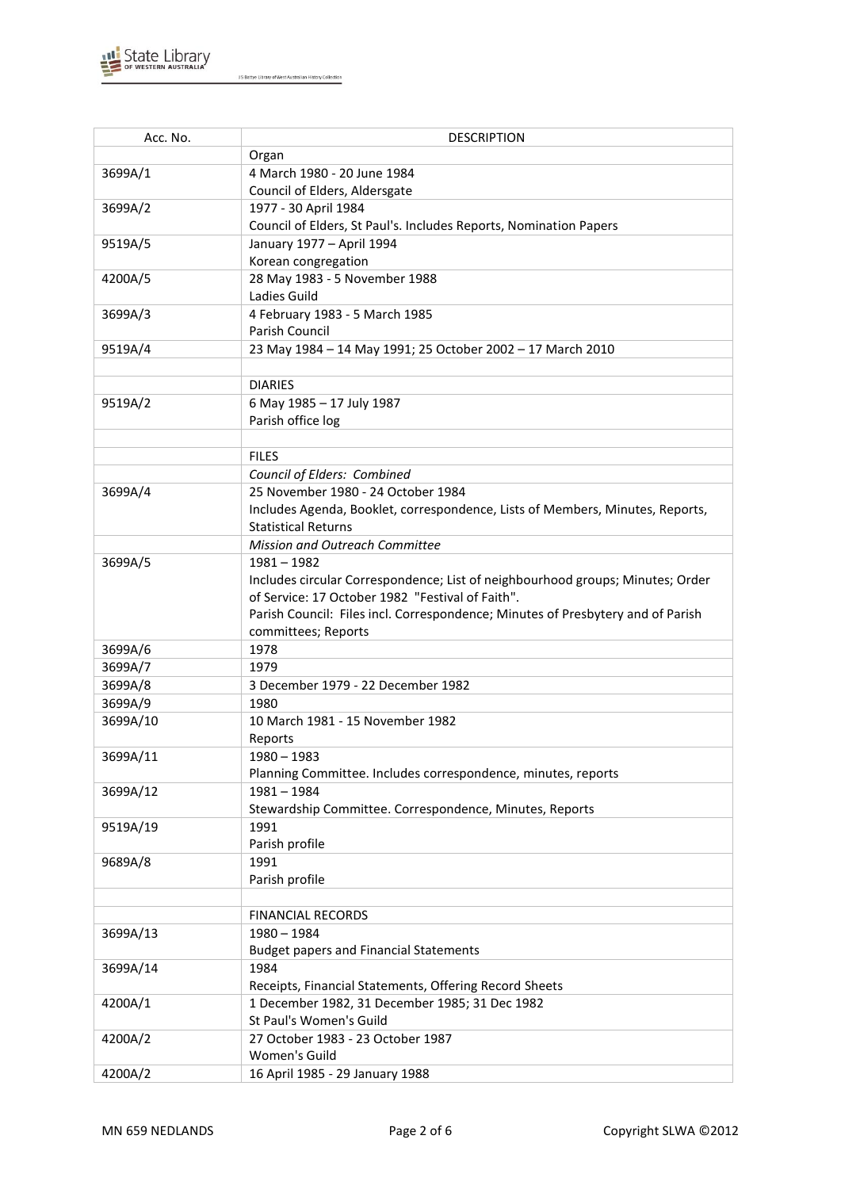| Acc. No. | DESCRIPTION |
|---|---|
| | Organ |
| 3699A/1 | 4 March 1980 - 20 June 1984<br>Council of Elders, Aldersgate |
| 3699A/2 | 1977 - 30 April 1984<br>Council of Elders, St Paul's. Includes Reports, Nomination Papers |
| 9519A/5 | January 1977 – April 1994<br>Korean congregation |
| 4200A/5 | 28 May 1983 - 5 November 1988<br>Ladies Guild |
| 3699A/3 | 4 February 1983 - 5 March 1985<br>Parish Council |
| 9519A/4 | 23 May 1984 – 14 May 1991; 25 October 2002 – 17 March 2010 |
| | |
| | DIARIES |
| 9519A/2 | 6 May 1985 – 17 July 1987<br>Parish office log |
| | |
| | FILES |
| | *Council of Elders: Combined* |
| 3699A/4 | 25 November 1980 - 24 October 1984<br>Includes Agenda, Booklet, correspondence, Lists of Members, Minutes, Reports, Statistical Returns |
| | *Mission and Outreach Committee* |
| 3699A/5 | 1981 – 1982<br>Includes circular Correspondence; List of neighbourhood groups; Minutes; Order of Service: 17 October 1982 "Festival of Faith".<br>Parish Council: Files incl. Correspondence; Minutes of Presbytery and of Parish committees; Reports |
| 3699A/6 | 1978 |
| 3699A/7 | 1979 |
| 3699A/8 | 3 December 1979 - 22 December 1982 |
| 3699A/9 | 1980 |
| 3699A/10 | 10 March 1981 - 15 November 1982<br>Reports |
| 3699A/11 | 1980 – 1983<br>Planning Committee. Includes correspondence, minutes, reports |
| 3699A/12 | 1981 – 1984<br>Stewardship Committee. Correspondence, Minutes, Reports |
| 9519A/19 | 1991<br>Parish profile |
| 9689A/8 | 1991<br>Parish profile |
| | |
| | FINANCIAL RECORDS |
| 3699A/13 | 1980 – 1984<br>Budget papers and Financial Statements |
| 3699A/14 | 1984<br>Receipts, Financial Statements, Offering Record Sheets |
| 4200A/1 | 1 December 1982, 31 December 1985; 31 Dec 1982<br>St Paul's Women's Guild |
| 4200A/2 | 27 October 1983 - 23 October 1987<br>Women's Guild |
| 4200A/2 | 16 April 1985 - 29 January 1988 |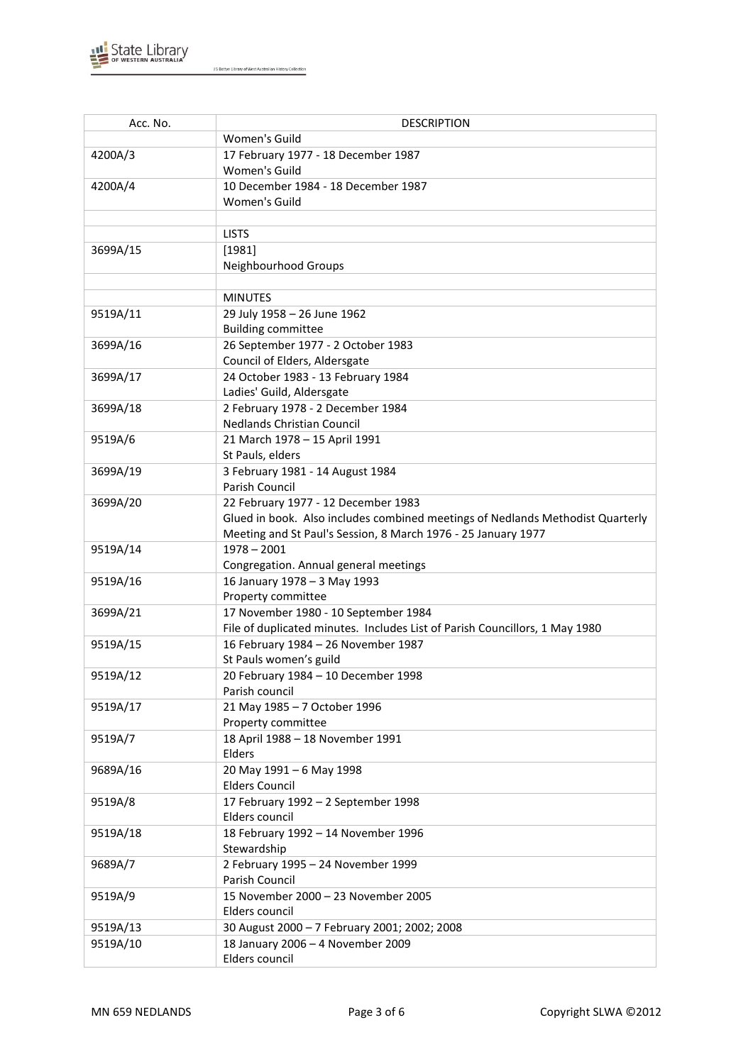| Acc. No. | DESCRIPTION |
|---|---|
| | Women's Guild |
| 4200A/3 | 17 February 1977 - 18 December 1987<br>Women's Guild |
| 4200A/4 | 10 December 1984 - 18 December 1987<br>Women's Guild |
| | |
| | LISTS |
| 3699A/15 | [1981]<br>Neighbourhood Groups |
| | |
| | MINUTES |
| 9519A/11 | 29 July 1958 – 26 June 1962<br>Building committee |
| 3699A/16 | 26 September 1977 - 2 October 1983<br>Council of Elders, Aldersgate |
| 3699A/17 | 24 October 1983 - 13 February 1984<br>Ladies' Guild, Aldersgate |
| 3699A/18 | 2 February 1978 - 2 December 1984<br>Nedlands Christian Council |
| 9519A/6 | 21 March 1978 – 15 April 1991<br>St Pauls, elders |
| 3699A/19 | 3 February 1981 - 14 August 1984<br>Parish Council |
| 3699A/20 | 22 February 1977 - 12 December 1983<br>Glued in book. Also includes combined meetings of Nedlands Methodist Quarterly Meeting and St Paul's Session, 8 March 1976 - 25 January 1977 |
| 9519A/14 | 1978 – 2001<br>Congregation. Annual general meetings |
| 9519A/16 | 16 January 1978 – 3 May 1993<br>Property committee |
| 3699A/21 | 17 November 1980 - 10 September 1984<br>File of duplicated minutes. Includes List of Parish Councillors, 1 May 1980 |
| 9519A/15 | 16 February 1984 – 26 November 1987<br>St Pauls women's guild |
| 9519A/12 | 20 February 1984 – 10 December 1998<br>Parish council |
| 9519A/17 | 21 May 1985 – 7 October 1996<br>Property committee |
| 9519A/7 | 18 April 1988 – 18 November 1991<br>Elders |
| 9689A/16 | 20 May 1991 – 6 May 1998<br>Elders Council |
| 9519A/8 | 17 February 1992 – 2 September 1998<br>Elders council |
| 9519A/18 | 18 February 1992 – 14 November 1996<br>Stewardship |
| 9689A/7 | 2 February 1995 – 24 November 1999<br>Parish Council |
| 9519A/9 | 15 November 2000 – 23 November 2005<br>Elders council |
| 9519A/13 | 30 August 2000 – 7 February 2001; 2002; 2008 |
| 9519A/10 | 18 January 2006 – 4 November 2009<br>Elders council |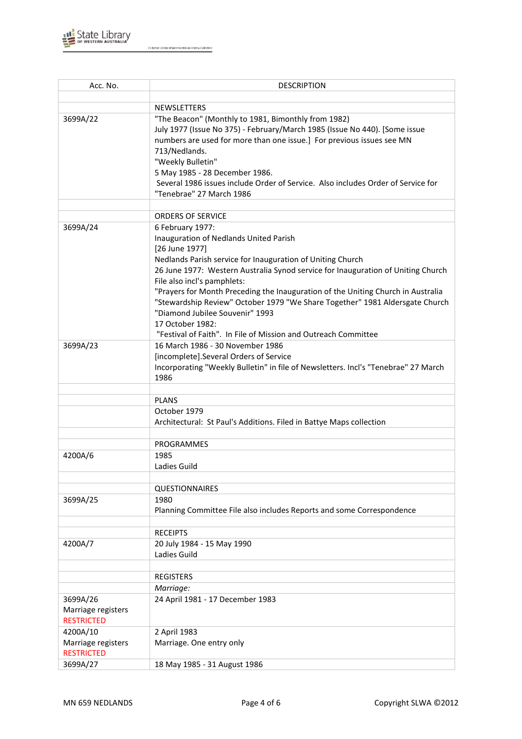| Acc. No. | DESCRIPTION |
|---|---|
| | |
| | NEWSLETTERS |
| 3699A/22 | "The Beacon" (Monthly to 1981, Bimonthly from 1982)<br>July 1977 (Issue No 375) - February/March 1985 (Issue No 440). [Some issue numbers are used for more than one issue.] For previous issues see MN 713/Nedlands.<br>"Weekly Bulletin"<br>5 May 1985 - 28 December 1986.<br>Several 1986 issues include Order of Service. Also includes Order of Service for "Tenebrae" 27 March 1986 |
| | |
| | ORDERS OF SERVICE |
| 3699A/24 | 6 February 1977:<br>Inauguration of Nedlands United Parish<br>[26 June 1977]<br>Nedlands Parish service for Inauguration of Uniting Church<br>26 June 1977: Western Australia Synod service for Inauguration of Uniting Church<br>File also incl's pamphlets:<br>"Prayers for Month Preceding the Inauguration of the Uniting Church in Australia<br>"Stewardship Review" October 1979 "We Share Together" 1981 Aldersgate Church<br>"Diamond Jubilee Souvenir" 1993<br>17 October 1982:<br>"Festival of Faith". In File of Mission and Outreach Committee |
| 3699A/23 | 16 March 1986 - 30 November 1986<br>[incomplete].Several Orders of Service<br>Incorporating "Weekly Bulletin" in file of Newsletters. Incl's "Tenebrae" 27 March 1986 |
| | |
| | PLANS |
| | October 1979<br>Architectural: St Paul's Additions. Filed in Battye Maps collection |
| | |
| | PROGRAMMES |
| 4200A/6 | 1985<br>Ladies Guild |
| | |
| | QUESTIONNAIRES |
| 3699A/25 | 1980<br>Planning Committee File also includes Reports and some Correspondence |
| | |
| | RECEIPTS |
| 4200A/7 | 20 July 1984 - 15 May 1990<br>Ladies Guild |
| | |
| | REGISTERS |
| | *Marriage:* |
| 3699A/26<br>Marriage registers<br>RESTRICTED | 24 April 1981 - 17 December 1983 |
| 4200A/10<br>Marriage registers<br>RESTRICTED | 2 April 1983<br>Marriage. One entry only |
| 3699A/27 | 18 May 1985 - 31 August 1986 |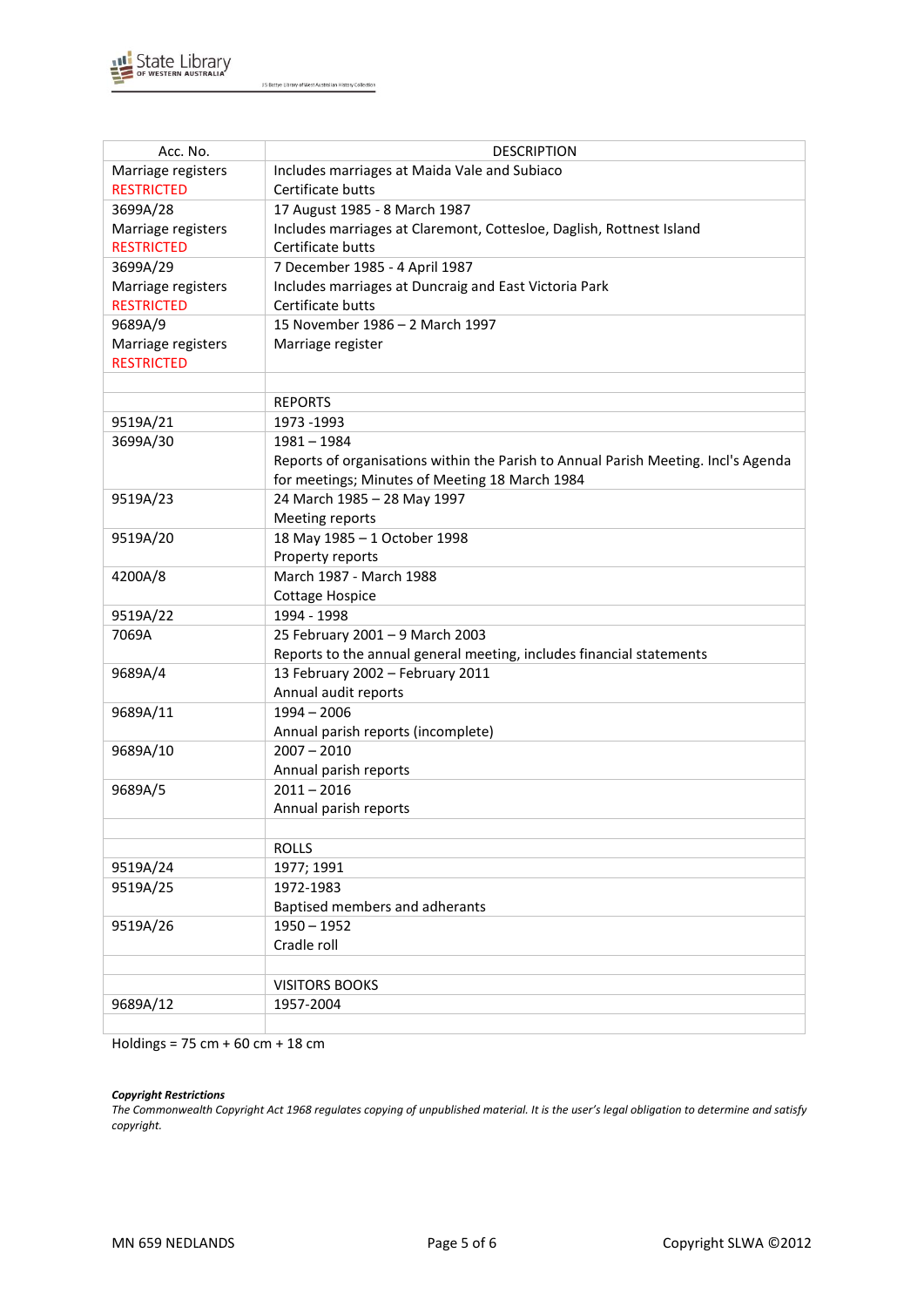| Acc. No. | DESCRIPTION |
|---|---|
| Marriage registers<br>RESTRICTED | Includes marriages at Maida Vale and Subiaco<br>Certificate butts |
| 3699A/28<br>Marriage registers<br>RESTRICTED | 17 August 1985 - 8 March 1987<br>Includes marriages at Claremont, Cottesloe, Daglish, Rottnest Island<br>Certificate butts |
| 3699A/29<br>Marriage registers<br>RESTRICTED | 7 December 1985 - 4 April 1987<br>Includes marriages at Duncraig and East Victoria Park<br>Certificate butts |
| 9689A/9<br>Marriage registers<br>RESTRICTED | 15 November 1986 – 2 March 1997<br>Marriage register |
| | |
| | REPORTS |
| 9519A/21 | 1973 -1993 |
| 3699A/30 | 1981 – 1984<br>Reports of organisations within the Parish to Annual Parish Meeting. Incl's Agenda for meetings; Minutes of Meeting 18 March 1984 |
| 9519A/23 | 24 March 1985 – 28 May 1997<br>Meeting reports |
| 9519A/20 | 18 May 1985 – 1 October 1998<br>Property reports |
| 4200A/8 | March 1987 - March 1988<br>Cottage Hospice |
| 9519A/22 | 1994 - 1998 |
| 7069A | 25 February 2001 – 9 March 2003<br>Reports to the annual general meeting, includes financial statements |
| 9689A/4 | 13 February 2002 – February 2011<br>Annual audit reports |
| 9689A/11 | 1994 – 2006<br>Annual parish reports (incomplete) |
| 9689A/10 | 2007 – 2010<br>Annual parish reports |
| 9689A/5 | 2011 – 2016<br>Annual parish reports |
| | |
| | ROLLS |
| 9519A/24 | 1977; 1991 |
| 9519A/25 | 1972-1983<br>Baptised members and adherants |
| 9519A/26 | 1950 – 1952<br>Cradle roll |
| | |
| | VISITORS BOOKS |
| 9689A/12 | 1957-2004 |
| | |

Holdings = 75 cm + 60 cm + 18 cm

***Copyright Restrictions***

*The Commonwealth Copyright Act 1968 regulates copying of unpublished material. It is the user's legal obligation to determine and satisfy copyright.*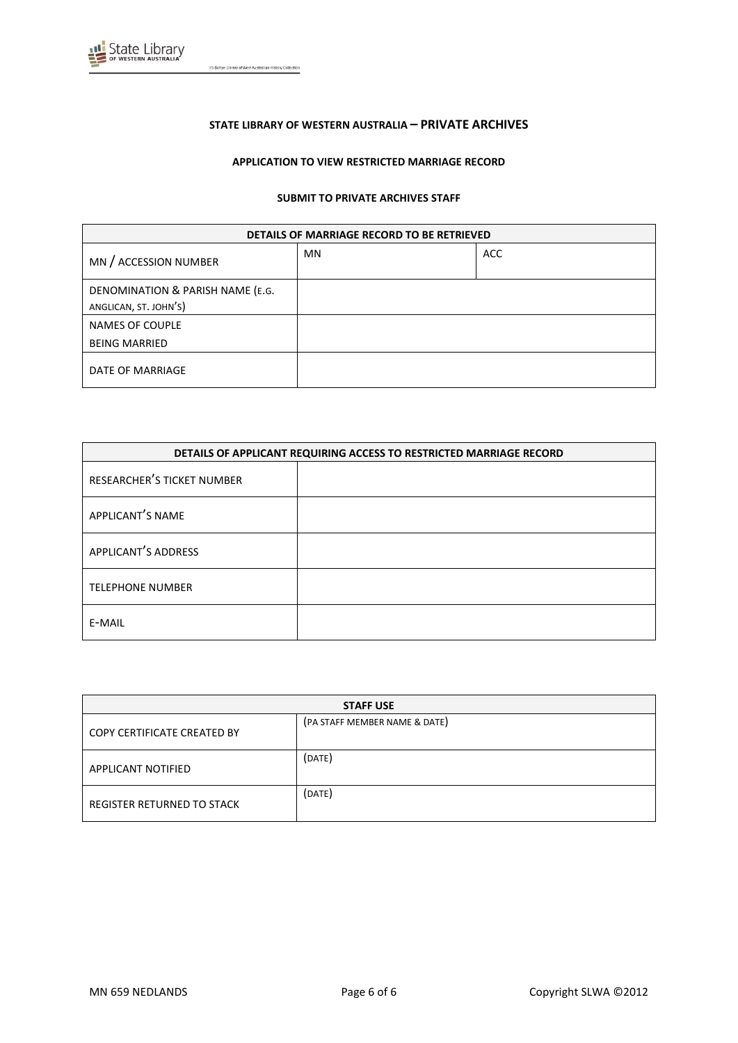**STATE LIBRARY OF WESTERN AUSTRALIA – PRIVATE ARCHIVES**

**APPLICATION TO VIEW RESTRICTED MARRIAGE RECORD**

**SUBMIT TO PRIVATE ARCHIVES STAFF**

| DETAILS OF MARRIAGE RECORD TO BE RETRIEVED | | |
|---|---|---|
| MN / ACCESSION NUMBER | MN | ACC |
| DENOMINATION & PARISH NAME (E.G. ANGLICAN, ST. JOHN'S) | | |
| NAMES OF COUPLE BEING MARRIED | | |
| DATE OF MARRIAGE | | |

| DETAILS OF APPLICANT REQUIRING ACCESS TO RESTRICTED MARRIAGE RECORD | |
|---|---|
| RESEARCHER'S TICKET NUMBER | |
| APPLICANT'S NAME | |
| APPLICANT'S ADDRESS | |
| TELEPHONE NUMBER | |
| E-MAIL | |

| STAFF USE | |
|---|---|
| COPY CERTIFICATE CREATED BY | (PA STAFF MEMBER NAME & DATE) |
| APPLICANT NOTIFIED | (DATE) |
| REGISTER RETURNED TO STACK | (DATE) |

MN 659 NEDLANDS

Copyright SLWA ©2012